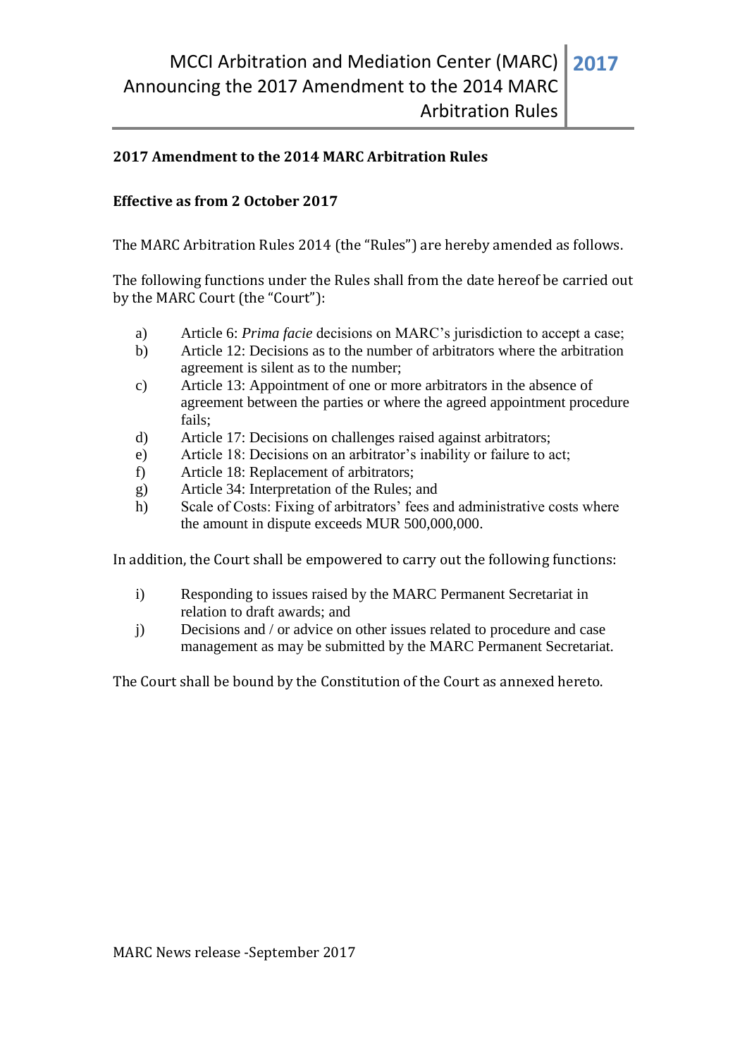# MCCI Arbitration and Mediation Center (MARC) Announcing the 2017 Amendment to the 2014 MARC Arbitration Rules

**2017**

## 2017 Amendment to the 2014 MARC Arbitration Rules

**Effective as from 2 October 2017**

The MARC Arbitration Rules 2014 (the "Rules") are hereby amended as follows.

The following functions under the Rules shall from the date hereof be carried out by the MARC Court (the "Court"):

a) Article 6: *Prima facie* decisions on MARC's jurisdiction to accept a case;
b) Article 12: Decisions as to the number of arbitrators where the arbitration agreement is silent as to the number;
c) Article 13: Appointment of one or more arbitrators in the absence of agreement between the parties or where the agreed appointment procedure fails;
d) Article 17: Decisions on challenges raised against arbitrators;
e) Article 18: Decisions on an arbitrator's inability or failure to act;
f) Article 18: Replacement of arbitrators;
g) Article 34: Interpretation of the Rules; and
h) Scale of Costs: Fixing of arbitrators' fees and administrative costs where the amount in dispute exceeds MUR 500,000,000.

In addition, the Court shall be empowered to carry out the following functions:

i) Responding to issues raised by the MARC Permanent Secretariat in relation to draft awards; and
j) Decisions and / or advice on other issues related to procedure and case management as may be submitted by the MARC Permanent Secretariat.

The Court shall be bound by the Constitution of the Court as annexed hereto.

MARC News release -September 2017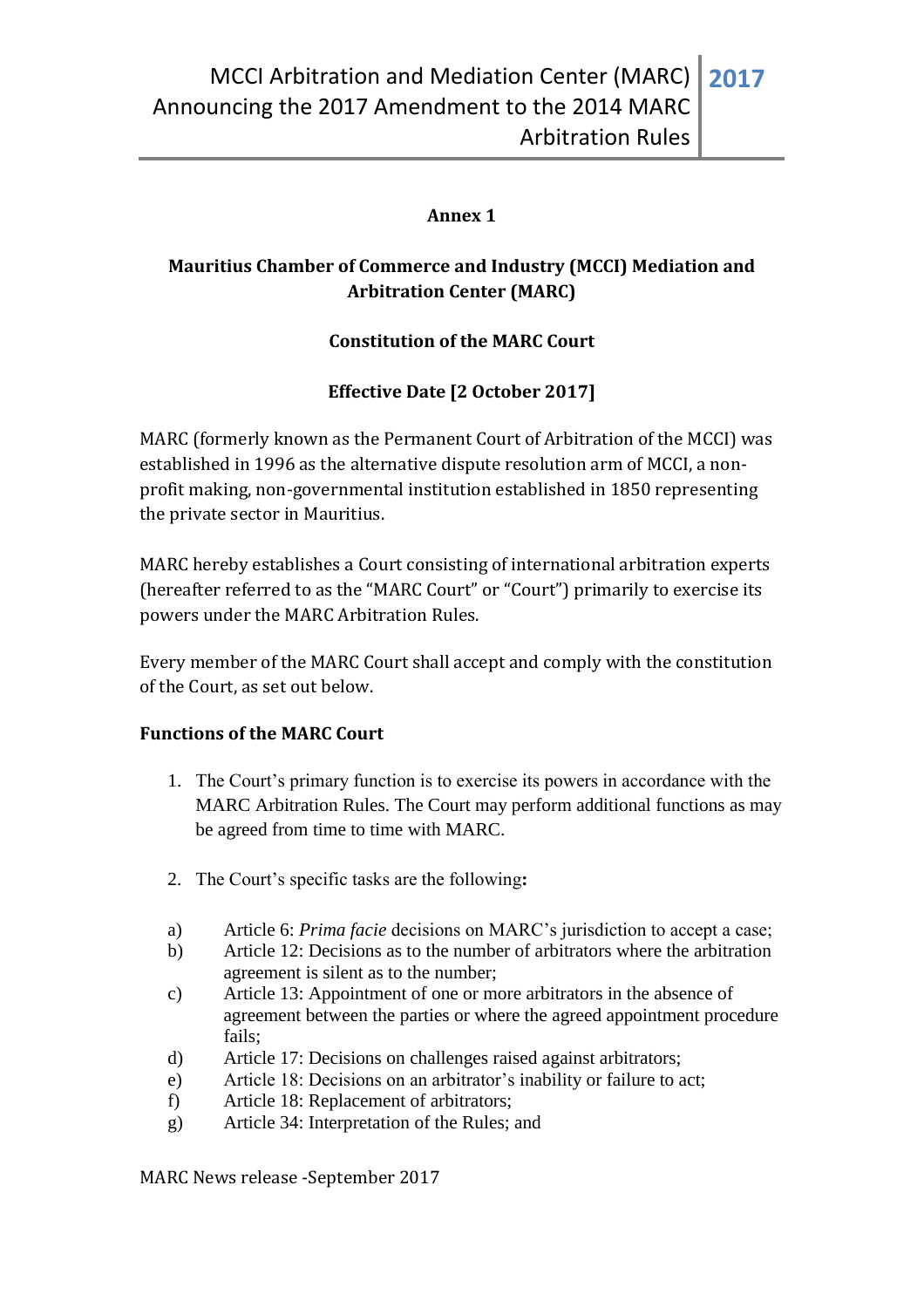**Annex 1**

**Mauritius Chamber of Commerce and Industry (MCCI) Mediation and Arbitration Center (MARC)**

**Constitution of the MARC Court**

**Effective Date [2 October 2017]**

MARC (formerly known as the Permanent Court of Arbitration of the MCCI) was established in 1996 as the alternative dispute resolution arm of MCCI, a non-profit making, non-governmental institution established in 1850 representing the private sector in Mauritius.

MARC hereby establishes a Court consisting of international arbitration experts (hereafter referred to as the "MARC Court" or "Court") primarily to exercise its powers under the MARC Arbitration Rules.

Every member of the MARC Court shall accept and comply with the constitution of the Court, as set out below.

**Functions of the MARC Court**

1. The Court's primary function is to exercise its powers in accordance with the MARC Arbitration Rules. The Court may perform additional functions as may be agreed from time to time with MARC.

2. The Court's specific tasks are the following**:**

a) Article 6: *Prima facie* decisions on MARC's jurisdiction to accept a case;
b) Article 12: Decisions as to the number of arbitrators where the arbitration agreement is silent as to the number;
c) Article 13: Appointment of one or more arbitrators in the absence of agreement between the parties or where the agreed appointment procedure fails;
d) Article 17: Decisions on challenges raised against arbitrators;
e) Article 18: Decisions on an arbitrator's inability or failure to act;
f) Article 18: Replacement of arbitrators;
g) Article 34: Interpretation of the Rules; and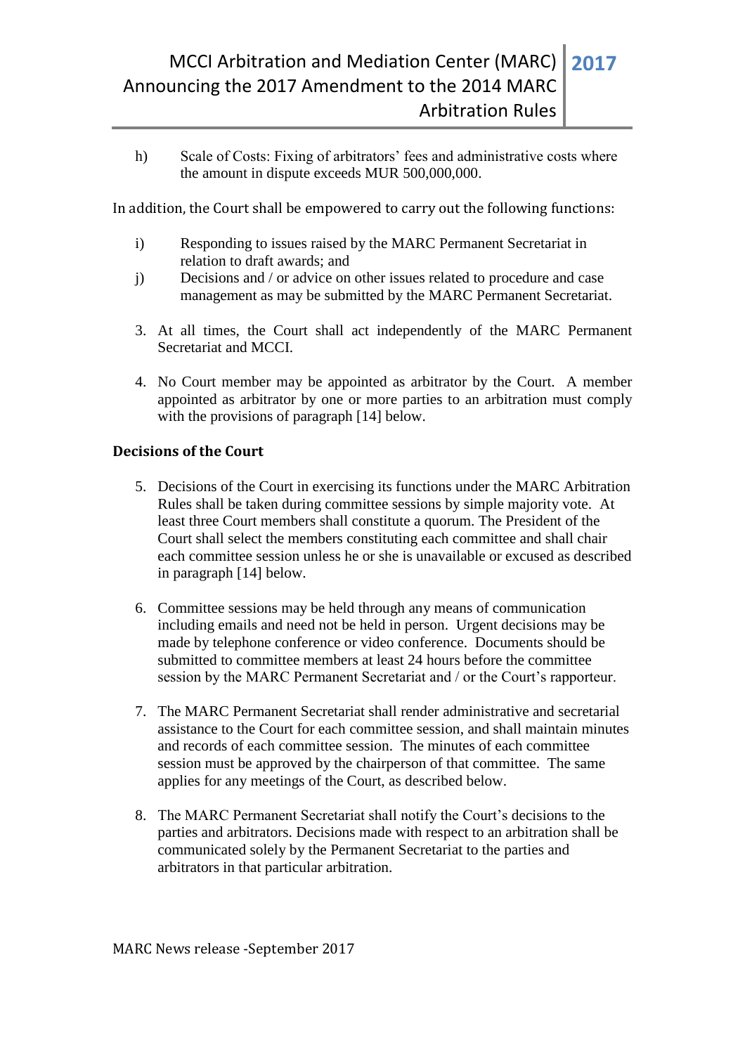h) Scale of Costs: Fixing of arbitrators' fees and administrative costs where the amount in dispute exceeds MUR 500,000,000.

In addition, the Court shall be empowered to carry out the following functions:

i) Responding to issues raised by the MARC Permanent Secretariat in relation to draft awards; and

j) Decisions and / or advice on other issues related to procedure and case management as may be submitted by the MARC Permanent Secretariat.

3. At all times, the Court shall act independently of the MARC Permanent Secretariat and MCCI.

4. No Court member may be appointed as arbitrator by the Court. A member appointed as arbitrator by one or more parties to an arbitration must comply with the provisions of paragraph [14] below.

**Decisions of the Court**

5. Decisions of the Court in exercising its functions under the MARC Arbitration Rules shall be taken during committee sessions by simple majority vote. At least three Court members shall constitute a quorum. The President of the Court shall select the members constituting each committee and shall chair each committee session unless he or she is unavailable or excused as described in paragraph [14] below.

6. Committee sessions may be held through any means of communication including emails and need not be held in person. Urgent decisions may be made by telephone conference or video conference. Documents should be submitted to committee members at least 24 hours before the committee session by the MARC Permanent Secretariat and / or the Court's rapporteur.

7. The MARC Permanent Secretariat shall render administrative and secretarial assistance to the Court for each committee session, and shall maintain minutes and records of each committee session. The minutes of each committee session must be approved by the chairperson of that committee. The same applies for any meetings of the Court, as described below.

8. The MARC Permanent Secretariat shall notify the Court's decisions to the parties and arbitrators. Decisions made with respect to an arbitration shall be communicated solely by the Permanent Secretariat to the parties and arbitrators in that particular arbitration.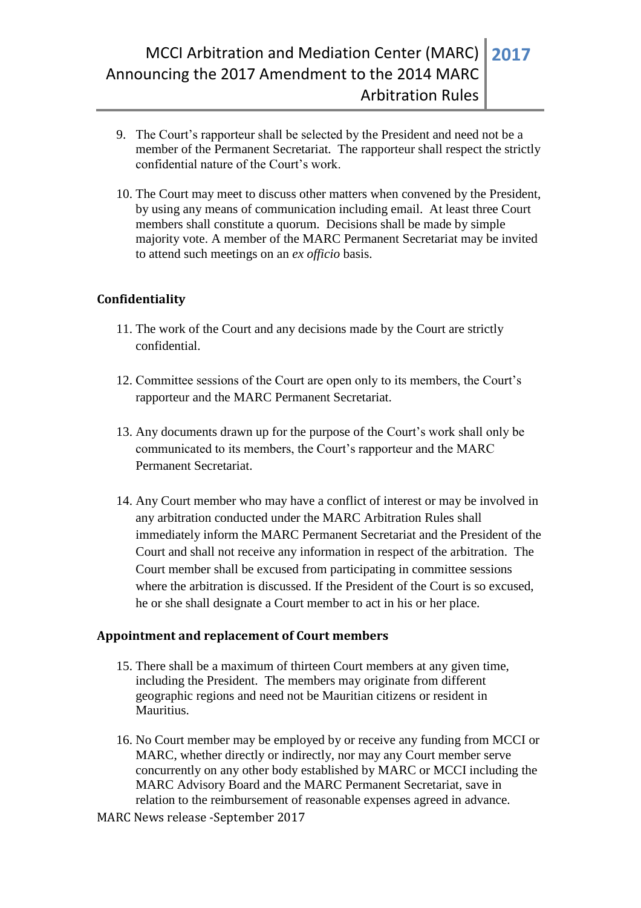9. The Court's rapporteur shall be selected by the President and need not be a member of the Permanent Secretariat. The rapporteur shall respect the strictly confidential nature of the Court's work.

10. The Court may meet to discuss other matters when convened by the President, by using any means of communication including email. At least three Court members shall constitute a quorum. Decisions shall be made by simple majority vote. A member of the MARC Permanent Secretariat may be invited to attend such meetings on an *ex officio* basis.

### Confidentiality

11. The work of the Court and any decisions made by the Court are strictly confidential.

12. Committee sessions of the Court are open only to its members, the Court's rapporteur and the MARC Permanent Secretariat.

13. Any documents drawn up for the purpose of the Court's work shall only be communicated to its members, the Court's rapporteur and the MARC Permanent Secretariat.

14. Any Court member who may have a conflict of interest or may be involved in any arbitration conducted under the MARC Arbitration Rules shall immediately inform the MARC Permanent Secretariat and the President of the Court and shall not receive any information in respect of the arbitration. The Court member shall be excused from participating in committee sessions where the arbitration is discussed. If the President of the Court is so excused, he or she shall designate a Court member to act in his or her place.

### Appointment and replacement of Court members

15. There shall be a maximum of thirteen Court members at any given time, including the President. The members may originate from different geographic regions and need not be Mauritian citizens or resident in Mauritius.

16. No Court member may be employed by or receive any funding from MCCI or MARC, whether directly or indirectly, nor may any Court member serve concurrently on any other body established by MARC or MCCI including the MARC Advisory Board and the MARC Permanent Secretariat, save in relation to the reimbursement of reasonable expenses agreed in advance.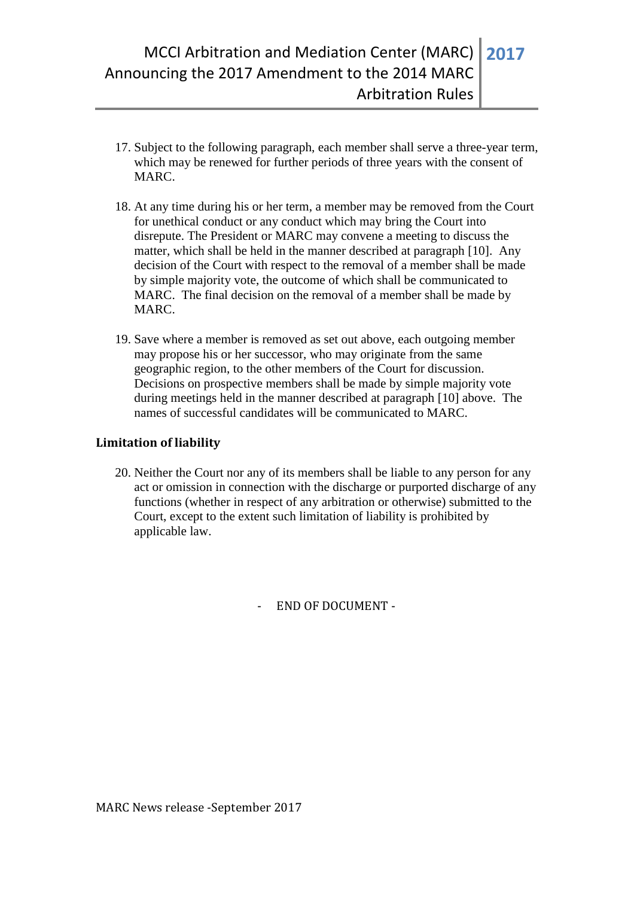17. Subject to the following paragraph, each member shall serve a three-year term, which may be renewed for further periods of three years with the consent of MARC.

18. At any time during his or her term, a member may be removed from the Court for unethical conduct or any conduct which may bring the Court into disrepute. The President or MARC may convene a meeting to discuss the matter, which shall be held in the manner described at paragraph [10]. Any decision of the Court with respect to the removal of a member shall be made by simple majority vote, the outcome of which shall be communicated to MARC. The final decision on the removal of a member shall be made by MARC.

19. Save where a member is removed as set out above, each outgoing member may propose his or her successor, who may originate from the same geographic region, to the other members of the Court for discussion. Decisions on prospective members shall be made by simple majority vote during meetings held in the manner described at paragraph [10] above. The names of successful candidates will be communicated to MARC.

**Limitation of liability**

20. Neither the Court nor any of its members shall be liable to any person for any act or omission in connection with the discharge or purported discharge of any functions (whether in respect of any arbitration or otherwise) submitted to the Court, except to the extent such limitation of liability is prohibited by applicable law.

- END OF DOCUMENT -